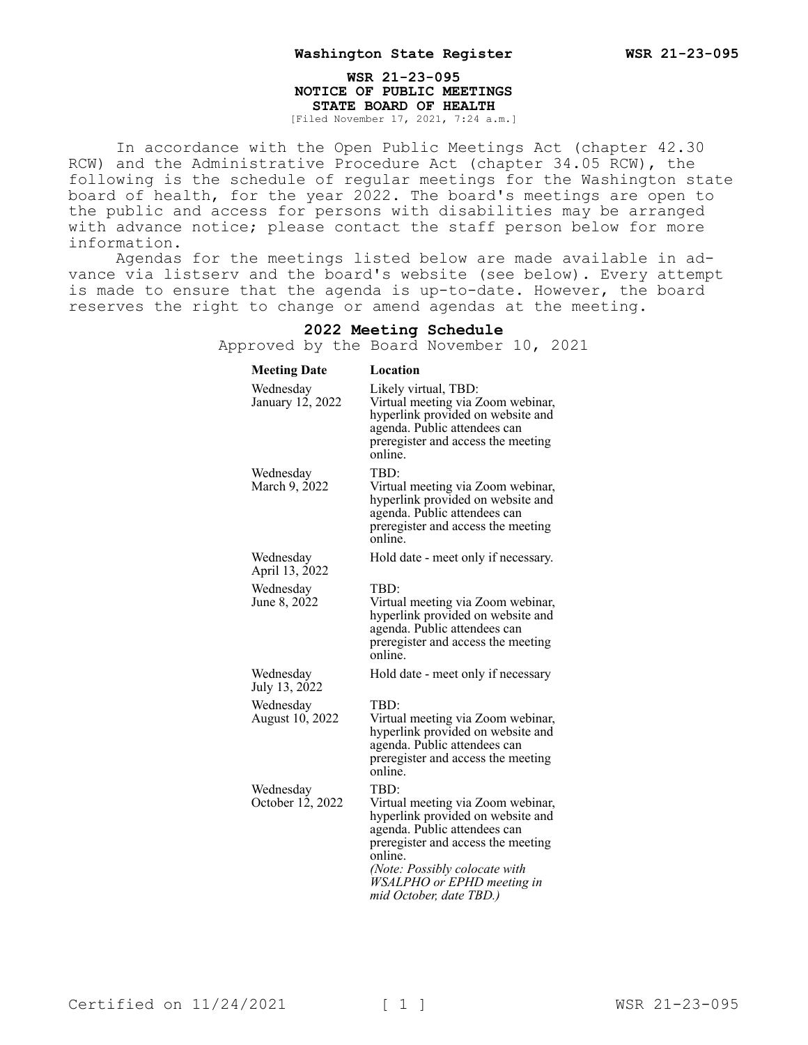# WSR 21-23-095
## NOTICE OF PUBLIC MEETINGS
## STATE BOARD OF HEALTH

[Filed November 17, 2021, 7:24 a.m.]

In accordance with the Open Public Meetings Act (chapter 42.30 RCW) and the Administrative Procedure Act (chapter 34.05 RCW), the following is the schedule of regular meetings for the Washington state board of health, for the year 2022. The board's meetings are open to the public and access for persons with disabilities may be arranged with advance notice; please contact the staff person below for more information.

Agendas for the meetings listed below are made available in advance via listserv and the board's website (see below). Every attempt is made to ensure that the agenda is up-to-date. However, the board reserves the right to change or amend agendas at the meeting.

### 2022 Meeting Schedule

Approved by the Board November 10, 2021

| Meeting Date | Location |
|---|---|
| Wednesday January 12, 2022 | Likely virtual, TBD: Virtual meeting via Zoom webinar, hyperlink provided on website and agenda. Public attendees can preregister and access the meeting online. |
| Wednesday March 9, 2022 | TBD: Virtual meeting via Zoom webinar, hyperlink provided on website and agenda. Public attendees can preregister and access the meeting online. |
| Wednesday April 13, 2022 | Hold date - meet only if necessary. |
| Wednesday June 8, 2022 | TBD: Virtual meeting via Zoom webinar, hyperlink provided on website and agenda. Public attendees can preregister and access the meeting online. |
| Wednesday July 13, 2022 | Hold date - meet only if necessary |
| Wednesday August 10, 2022 | TBD: Virtual meeting via Zoom webinar, hyperlink provided on website and agenda. Public attendees can preregister and access the meeting online. |
| Wednesday October 12, 2022 | TBD: Virtual meeting via Zoom webinar, hyperlink provided on website and agenda. Public attendees can preregister and access the meeting online. *(Note: Possibly colocate with WSALPHO or EPHD meeting in mid October, date TBD.)* |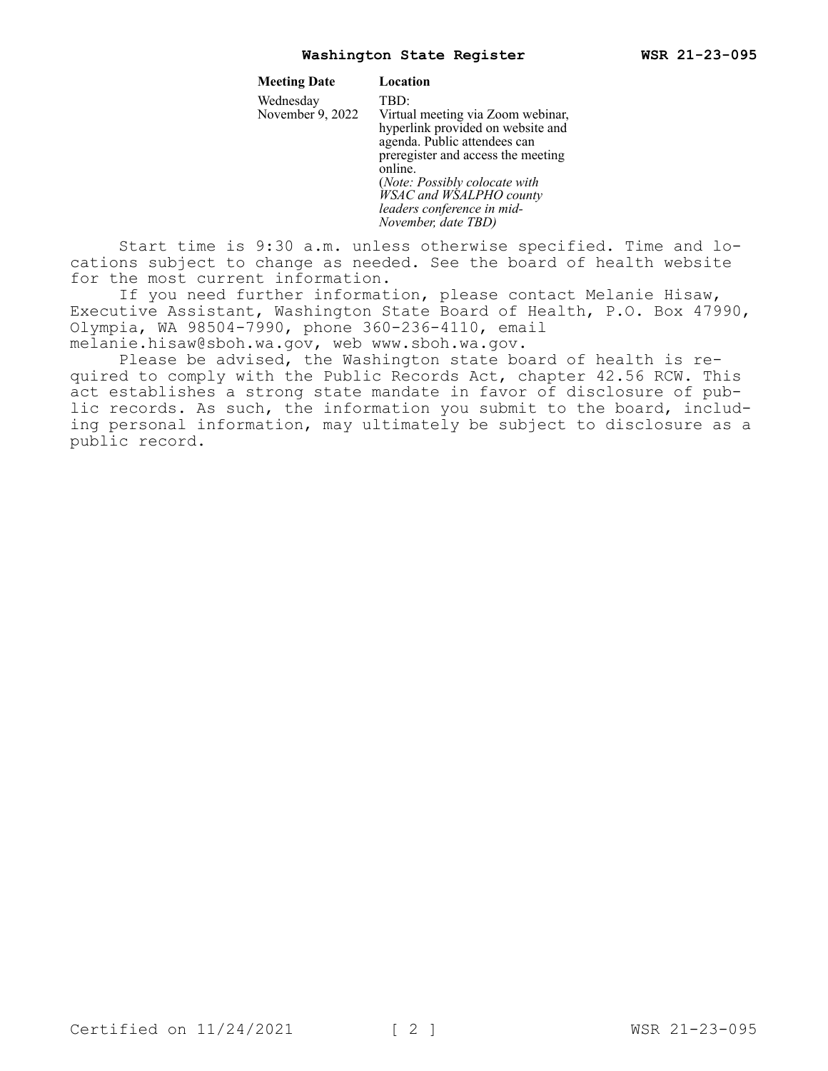| Meeting Date | Location |
|---|---|
| Wednesday November 9, 2022 | TBD: Virtual meeting via Zoom webinar, hyperlink provided on website and agenda. Public attendees can preregister and access the meeting online. (*Note: Possibly colocate with WSAC and WSALPHO county leaders conference in mid-November, date TBD)* |

Start time is 9:30 a.m. unless otherwise specified. Time and locations subject to change as needed. See the board of health website for the most current information.

If you need further information, please contact Melanie Hisaw, Executive Assistant, Washington State Board of Health, P.O. Box 47990, Olympia, WA 98504-7990, phone 360-236-4110, email melanie.hisaw@sboh.wa.gov, web www.sboh.wa.gov.

Please be advised, the Washington state board of health is required to comply with the Public Records Act, chapter 42.56 RCW. This act establishes a strong state mandate in favor of disclosure of public records. As such, the information you submit to the board, including personal information, may ultimately be subject to disclosure as a public record.